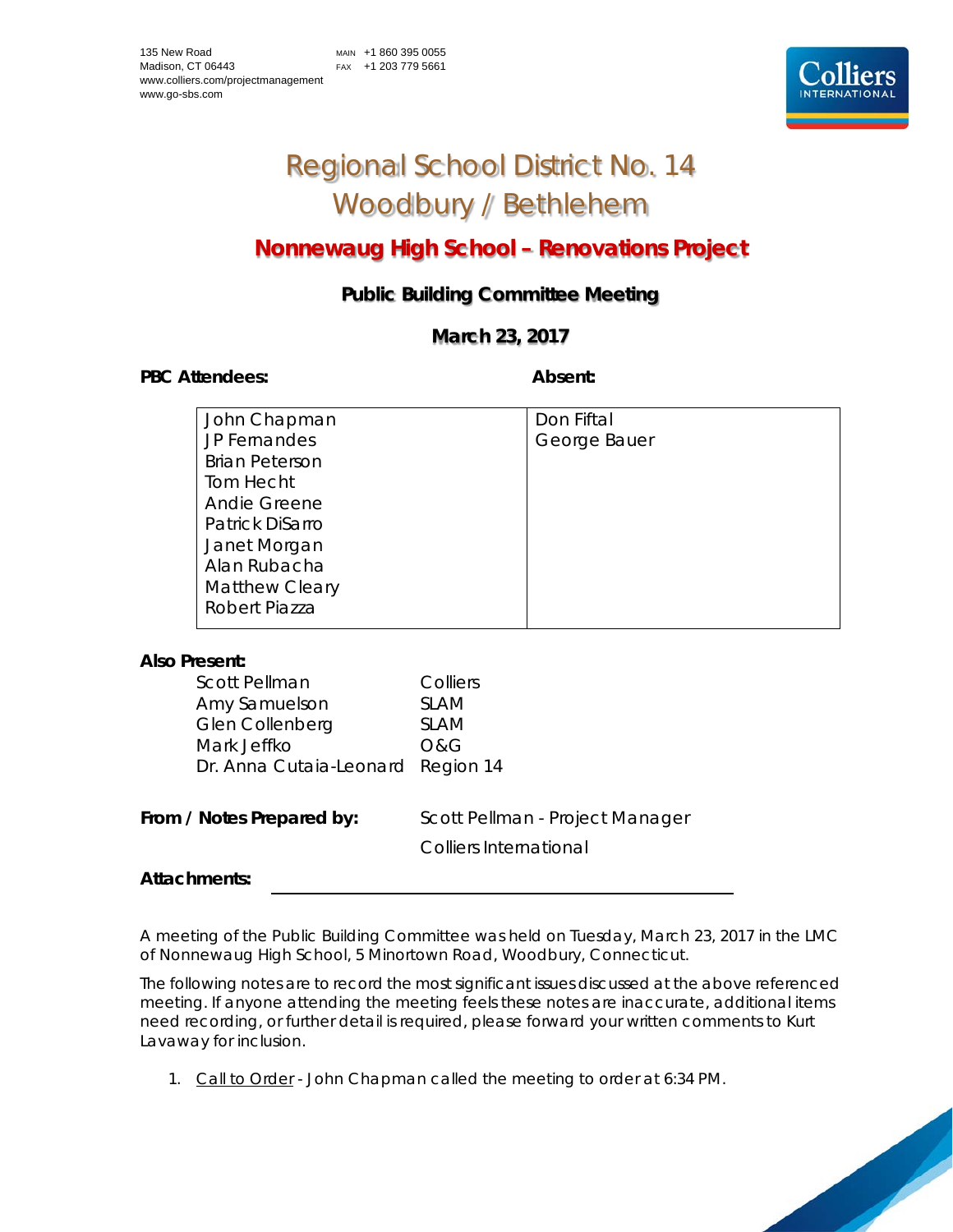135 New Road
Madison, CT 06443
www.colliers.com/projectmanagement
www.go-sbs.com

MAIN +1 860 395 0055
FAX +1 203 779 5661

# Regional School District No. 14
# Woodbury / Bethlehem

## Nonnewaug High School – Renovations Project

### Public Building Committee Meeting

### March 23, 2017

| PBC Attendees: | Absent: |
| --- | --- |
| John Chapman | Don Fiftal |
| JP Fernandes | George Bauer |
| Brian Peterson | |
| Tom Hecht | |
| Andie Greene | |
| Patrick DiSarro | |
| Janet Morgan | |
| Alan Rubacha | |
| Matthew Cleary | |
| Robert Piazza | |

**Also Present:**

| | |
| --- | --- |
| Scott Pellman | Colliers |
| Amy Samuelson | SLAM |
| Glen Collenberg | SLAM |
| Mark Jeffko | O&G |
| Dr. Anna Cutaia-Leonard | Region 14 |

**From / Notes Prepared by:** Scott Pellman - Project Manager
Colliers International

**Attachments:**

A meeting of the Public Building Committee was held on Tuesday, March 23, 2017 in the LMC of Nonnewaug High School, 5 Minortown Road, Woodbury, Connecticut.

The following notes are to record the most significant issues discussed at the above referenced meeting. If anyone attending the meeting feels these notes are inaccurate, additional items need recording, or further detail is required, please forward your written comments to Kurt Lavaway for inclusion.

1. Call to Order - John Chapman called the meeting to order at 6:34 PM.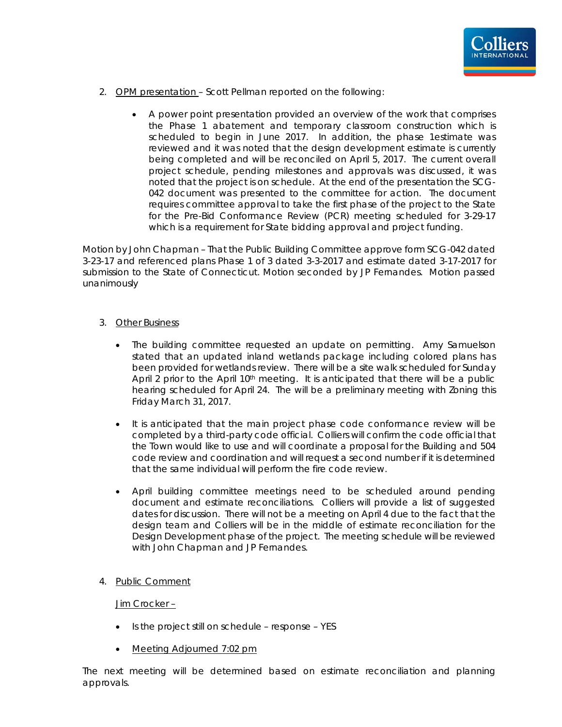2. OPM presentation – Scott Pellman reported on the following:

   - A power point presentation provided an overview of the work that comprises the Phase 1 abatement and temporary classroom construction which is scheduled to begin in June 2017. In addition, the phase 1estimate was reviewed and it was noted that the design development estimate is currently being completed and will be reconciled on April 5, 2017. The current overall project schedule, pending milestones and approvals was discussed, it was noted that the project is on schedule. At the end of the presentation the SCG-042 document was presented to the committee for action. The document requires committee approval to take the first phase of the project to the State for the Pre-Bid Conformance Review (PCR) meeting scheduled for 3-29-17 which is a requirement for State bidding approval and project funding.

Motion by John Chapman – That the Public Building Committee approve form SCG-042 dated 3-23-17 and referenced plans Phase 1 of 3 dated 3-3-2017 and estimate dated 3-17-2017 for submission to the State of Connecticut. Motion seconded by JP Fernandes. Motion passed unanimously

3. Other Business

   - The building committee requested an update on permitting. Amy Samuelson stated that an updated inland wetlands package including colored plans has been provided for wetlands review. There will be a site walk scheduled for Sunday April 2 prior to the April 10th meeting. It is anticipated that there will be a public hearing scheduled for April 24. The will be a preliminary meeting with Zoning this Friday March 31, 2017.

   - It is anticipated that the main project phase code conformance review will be completed by a third-party code official. Colliers will confirm the code official that the Town would like to use and will coordinate a proposal for the Building and 504 code review and coordination and will request a second number if it is determined that the same individual will perform the fire code review.

   - April building committee meetings need to be scheduled around pending document and estimate reconciliations. Colliers will provide a list of suggested dates for discussion. There will not be a meeting on April 4 due to the fact that the design team and Colliers will be in the middle of estimate reconciliation for the Design Development phase of the project. The meeting schedule will be reviewed with John Chapman and JP Fernandes.

4. Public Comment

   Jim Crocker –

   - Is the project still on schedule – response – YES

   - Meeting Adjourned 7:02 pm

The next meeting will be determined based on estimate reconciliation and planning approvals.